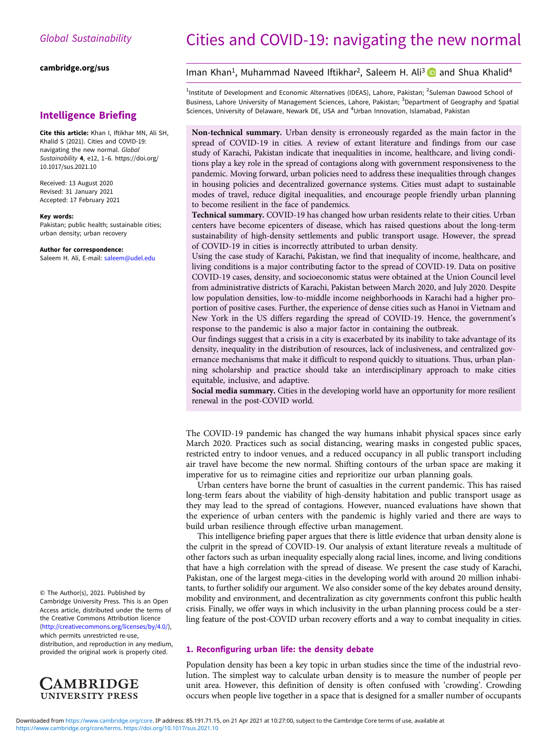Global Sustainability

cambridge.org/sus

## Intelligence Briefing

**Cite this article:** Khan I, Iftikhar MN, Ali SH, Khalid S (2021). Cities and COVID-19: navigating the new normal. *Global Sustainability* **4**, e12, 1–6. https://doi.org/10.1017/sus.2021.10

Received: 13 August 2020
Revised: 31 January 2021
Accepted: 17 February 2021

**Key words:**
Pakistan; public health; sustainable cities; urban density; urban recovery

**Author for correspondence:**
Saleem H. Ali, E-mail: saleem@udel.edu

© The Author(s), 2021. Published by Cambridge University Press. This is an Open Access article, distributed under the terms of the Creative Commons Attribution licence (http://creativecommons.org/licenses/by/4.0/), which permits unrestricted re-use, distribution, and reproduction in any medium, provided the original work is properly cited.

# Cities and COVID-19: navigating the new normal

Iman Khan[1], Muhammad Naveed Iftikhar[2], Saleem H. Ali[3] and Shua Khalid[4]

[1]Institute of Development and Economic Alternatives (IDEAS), Lahore, Pakistan; [2]Suleman Dawood School of Business, Lahore University of Management Sciences, Lahore, Pakistan; [3]Department of Geography and Spatial Sciences, University of Delaware, Newark DE, USA and [4]Urban Innovation, Islamabad, Pakistan

**Non-technical summary.** Urban density is erroneously regarded as the main factor in the spread of COVID-19 in cities. A review of extant literature and findings from our case study of Karachi, Pakistan indicate that inequalities in income, healthcare, and living conditions play a key role in the spread of contagions along with government responsiveness to the pandemic. Moving forward, urban policies need to address these inequalities through changes in housing policies and decentralized governance systems. Cities must adapt to sustainable modes of travel, reduce digital inequalities, and encourage people friendly urban planning to become resilient in the face of pandemics.

**Technical summary.** COVID-19 has changed how urban residents relate to their cities. Urban centers have become epicenters of disease, which has raised questions about the long-term sustainability of high-density settlements and public transport usage. However, the spread of COVID-19 in cities is incorrectly attributed to urban density.

Using the case study of Karachi, Pakistan, we find that inequality of income, healthcare, and living conditions is a major contributing factor to the spread of COVID-19. Data on positive COVID-19 cases, density, and socioeconomic status were obtained at the Union Council level from administrative districts of Karachi, Pakistan between March 2020, and July 2020. Despite low population densities, low-to-middle income neighborhoods in Karachi had a higher proportion of positive cases. Further, the experience of dense cities such as Hanoi in Vietnam and New York in the US differs regarding the spread of COVID-19. Hence, the government's response to the pandemic is also a major factor in containing the outbreak.

Our findings suggest that a crisis in a city is exacerbated by its inability to take advantage of its density, inequality in the distribution of resources, lack of inclusiveness, and centralized governance mechanisms that make it difficult to respond quickly to situations. Thus, urban planning scholarship and practice should take an interdisciplinary approach to make cities equitable, inclusive, and adaptive.

**Social media summary.** Cities in the developing world have an opportunity for more resilient renewal in the post-COVID world.

The COVID-19 pandemic has changed the way humans inhabit physical spaces since early March 2020. Practices such as social distancing, wearing masks in congested public spaces, restricted entry to indoor venues, and a reduced occupancy in all public transport including air travel have become the new normal. Shifting contours of the urban space are making it imperative for us to reimagine cities and reprioritize our urban planning goals.

Urban centers have borne the brunt of casualties in the current pandemic. This has raised long-term fears about the viability of high-density habitation and public transport usage as they may lead to the spread of contagions. However, nuanced evaluations have shown that the experience of urban centers with the pandemic is highly varied and there are ways to build urban resilience through effective urban management.

This intelligence briefing paper argues that there is little evidence that urban density alone is the culprit in the spread of COVID-19. Our analysis of extant literature reveals a multitude of other factors such as urban inequality especially along racial lines, income, and living conditions that have a high correlation with the spread of disease. We present the case study of Karachi, Pakistan, one of the largest mega-cities in the developing world with around 20 million inhabitants, to further solidify our argument. We also consider some of the key debates around density, mobility and environment, and decentralization as city governments confront this public health crisis. Finally, we offer ways in which inclusivity in the urban planning process could be a sterling feature of the post-COVID urban recovery efforts and a way to combat inequality in cities.

## 1. Reconfiguring urban life: the density debate

Population density has been a key topic in urban studies since the time of the industrial revolution. The simplest way to calculate urban density is to measure the number of people per unit area. However, this definition of density is often confused with 'crowding'. Crowding occurs when people live together in a space that is designed for a smaller number of occupants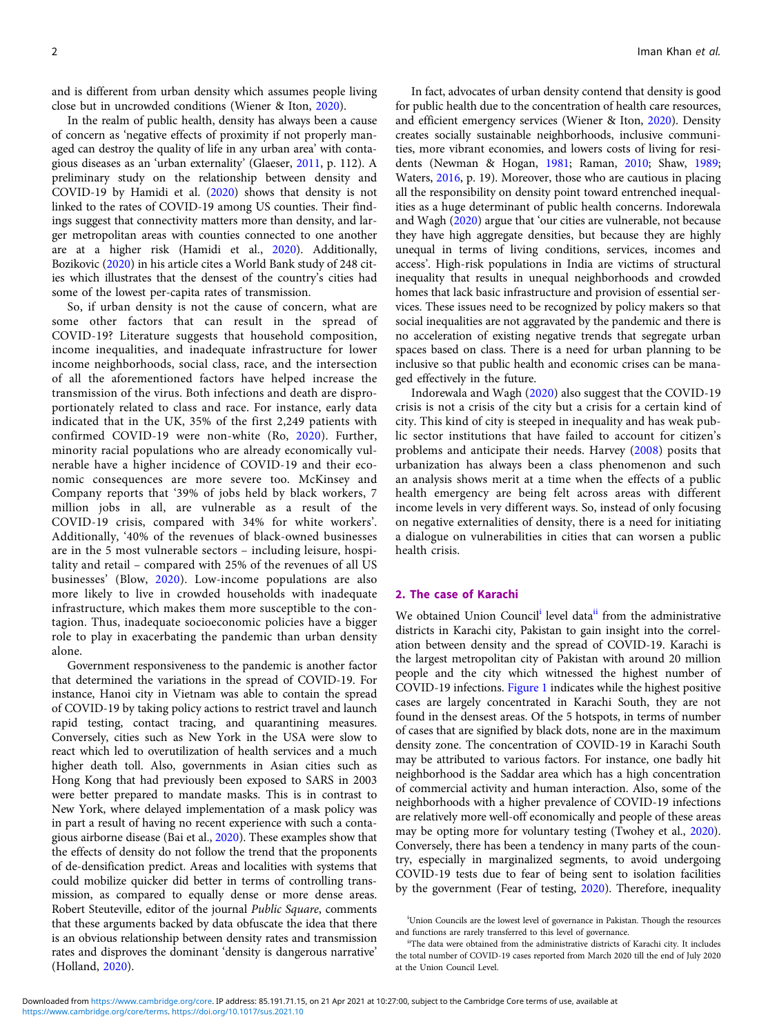and is different from urban density which assumes people living close but in uncrowded conditions (Wiener & Iton, 2020).

In the realm of public health, density has always been a cause of concern as 'negative effects of proximity if not properly managed can destroy the quality of life in any urban area' with contagious diseases as an 'urban externality' (Glaeser, 2011, p. 112). A preliminary study on the relationship between density and COVID-19 by Hamidi et al. (2020) shows that density is not linked to the rates of COVID-19 among US counties. Their findings suggest that connectivity matters more than density, and larger metropolitan areas with counties connected to one another are at a higher risk (Hamidi et al., 2020). Additionally, Bozikovic (2020) in his article cites a World Bank study of 248 cities which illustrates that the densest of the country's cities had some of the lowest per-capita rates of transmission.

So, if urban density is not the cause of concern, what are some other factors that can result in the spread of COVID-19? Literature suggests that household composition, income inequalities, and inadequate infrastructure for lower income neighborhoods, social class, race, and the intersection of all the aforementioned factors have helped increase the transmission of the virus. Both infections and death are disproportionately related to class and race. For instance, early data indicated that in the UK, 35% of the first 2,249 patients with confirmed COVID-19 were non-white (Ro, 2020). Further, minority racial populations who are already economically vulnerable have a higher incidence of COVID-19 and their economic consequences are more severe too. McKinsey and Company reports that '39% of jobs held by black workers, 7 million jobs in all, are vulnerable as a result of the COVID-19 crisis, compared with 34% for white workers'. Additionally, '40% of the revenues of black-owned businesses are in the 5 most vulnerable sectors – including leisure, hospitality and retail – compared with 25% of the revenues of all US businesses' (Blow, 2020). Low-income populations are also more likely to live in crowded households with inadequate infrastructure, which makes them more susceptible to the contagion. Thus, inadequate socioeconomic policies have a bigger role to play in exacerbating the pandemic than urban density alone.

Government responsiveness to the pandemic is another factor that determined the variations in the spread of COVID-19. For instance, Hanoi city in Vietnam was able to contain the spread of COVID-19 by taking policy actions to restrict travel and launch rapid testing, contact tracing, and quarantining measures. Conversely, cities such as New York in the USA were slow to react which led to overutilization of health services and a much higher death toll. Also, governments in Asian cities such as Hong Kong that had previously been exposed to SARS in 2003 were better prepared to mandate masks. This is in contrast to New York, where delayed implementation of a mask policy was in part a result of having no recent experience with such a contagious airborne disease (Bai et al., 2020). These examples show that the effects of density do not follow the trend that the proponents of de-densification predict. Areas and localities with systems that could mobilize quicker did better in terms of controlling transmission, as compared to equally dense or more dense areas. Robert Steuteville, editor of the journal *Public Square*, comments that these arguments backed by data obfuscate the idea that there is an obvious relationship between density rates and transmission rates and disproves the dominant 'density is dangerous narrative' (Holland, 2020).

In fact, advocates of urban density contend that density is good for public health due to the concentration of health care resources, and efficient emergency services (Wiener & Iton, 2020). Density creates socially sustainable neighborhoods, inclusive communities, more vibrant economies, and lowers costs of living for residents (Newman & Hogan, 1981; Raman, 2010; Shaw, 1989; Waters, 2016, p. 19). Moreover, those who are cautious in placing all the responsibility on density point toward entrenched inequalities as a huge determinant of public health concerns. Indorewala and Wagh (2020) argue that 'our cities are vulnerable, not because they have high aggregate densities, but because they are highly unequal in terms of living conditions, services, incomes and access'. High-risk populations in India are victims of structural inequality that results in unequal neighborhoods and crowded homes that lack basic infrastructure and provision of essential services. These issues need to be recognized by policy makers so that social inequalities are not aggravated by the pandemic and there is no acceleration of existing negative trends that segregate urban spaces based on class. There is a need for urban planning to be inclusive so that public health and economic crises can be managed effectively in the future.

Indorewala and Wagh (2020) also suggest that the COVID-19 crisis is not a crisis of the city but a crisis for a certain kind of city. This kind of city is steeped in inequality and has weak public sector institutions that have failed to account for citizen's problems and anticipate their needs. Harvey (2008) posits that urbanization has always been a class phenomenon and such an analysis shows merit at a time when the effects of a public health emergency are being felt across areas with different income levels in very different ways. So, instead of only focusing on negative externalities of density, there is a need for initiating a dialogue on vulnerabilities in cities that can worsen a public health crisis.

## 2. The case of Karachi

We obtained Union Council[i] level data[ii] from the administrative districts in Karachi city, Pakistan to gain insight into the correlation between density and the spread of COVID-19. Karachi is the largest metropolitan city of Pakistan with around 20 million people and the city which witnessed the highest number of COVID-19 infections. Figure 1 indicates while the highest positive cases are largely concentrated in Karachi South, they are not found in the densest areas. Of the 5 hotspots, in terms of number of cases that are signified by black dots, none are in the maximum density zone. The concentration of COVID-19 in Karachi South may be attributed to various factors. For instance, one badly hit neighborhood is the Saddar area which has a high concentration of commercial activity and human interaction. Also, some of the neighborhoods with a higher prevalence of COVID-19 infections are relatively more well-off economically and people of these areas may be opting more for voluntary testing (Twohey et al., 2020). Conversely, there has been a tendency in many parts of the country, especially in marginalized segments, to avoid undergoing COVID-19 tests due to fear of being sent to isolation facilities by the government (Fear of testing, 2020). Therefore, inequality

[i] Union Councils are the lowest level of governance in Pakistan. Though the resources and functions are rarely transferred to this level of governance.

[ii] The data were obtained from the administrative districts of Karachi city. It includes the total number of COVID-19 cases reported from March 2020 till the end of July 2020 at the Union Council Level.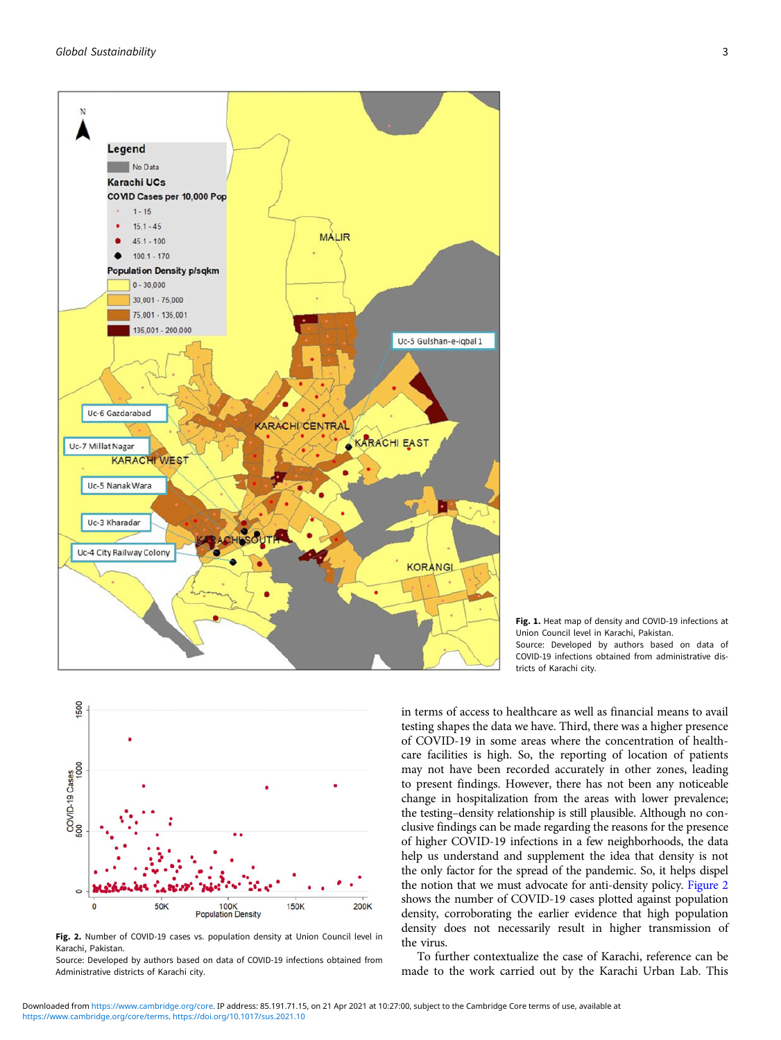Fig. 1. Heat map of density and COVID-19 infections at Union Council level in Karachi, Pakistan.
Source: Developed by authors based on data of COVID-19 infections obtained from administrative districts of Karachi city.

Fig. 2. Number of COVID-19 cases vs. population density at Union Council level in Karachi, Pakistan.
Source: Developed by authors based on data of COVID-19 infections obtained from Administrative districts of Karachi city.

in terms of access to healthcare as well as financial means to avail testing shapes the data we have. Third, there was a higher presence of COVID-19 in some areas where the concentration of healthcare facilities is high. So, the reporting of location of patients may not have been recorded accurately in other zones, leading to present findings. However, there has not been any noticeable change in hospitalization from the areas with lower prevalence; the testing–density relationship is still plausible. Although no conclusive findings can be made regarding the reasons for the presence of higher COVID-19 infections in a few neighborhoods, the data help us understand and supplement the idea that density is not the only factor for the spread of the pandemic. So, it helps dispel the notion that we must advocate for anti-density policy. Figure 2 shows the number of COVID-19 cases plotted against population density, corroborating the earlier evidence that high population density does not necessarily result in higher transmission of the virus.

To further contextualize the case of Karachi, reference can be made to the work carried out by the Karachi Urban Lab. This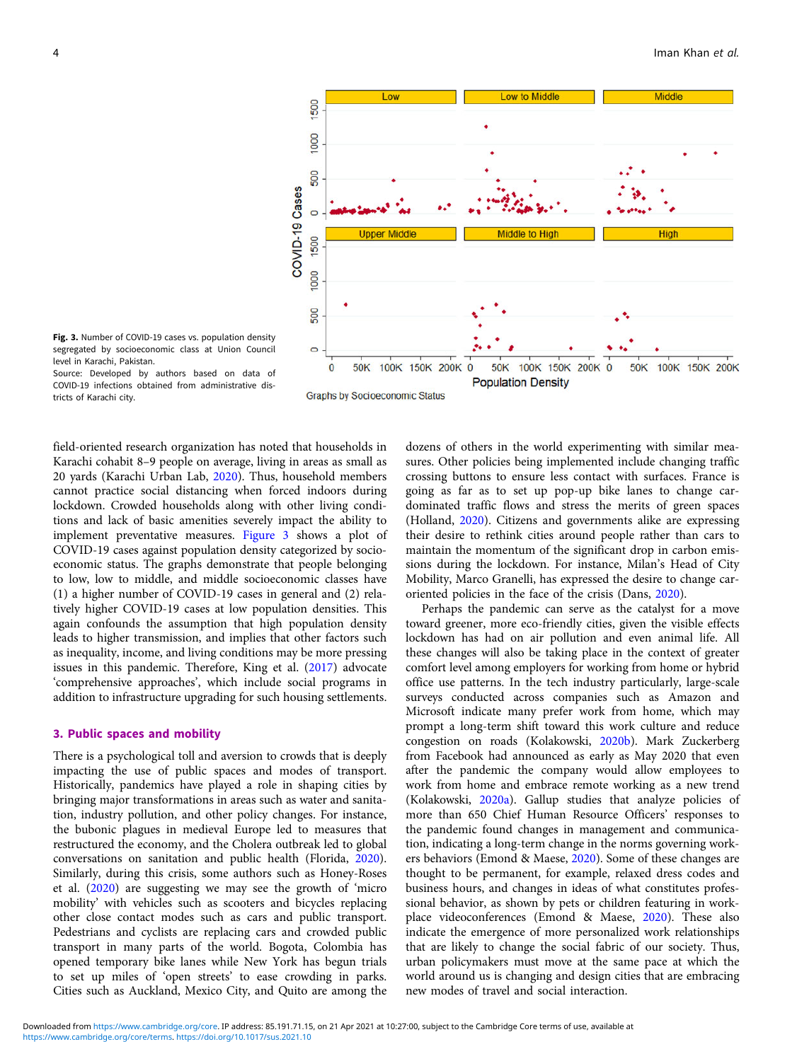Fig. 3. Number of COVID-19 cases vs. population density segregated by socioeconomic class at Union Council level in Karachi, Pakistan.
Source: Developed by authors based on data of COVID-19 infections obtained from administrative districts of Karachi city.

field-oriented research organization has noted that households in Karachi cohabit 8–9 people on average, living in areas as small as 20 yards (Karachi Urban Lab, 2020). Thus, household members cannot practice social distancing when forced indoors during lockdown. Crowded households along with other living conditions and lack of basic amenities severely impact the ability to implement preventative measures. Figure 3 shows a plot of COVID-19 cases against population density categorized by socioeconomic status. The graphs demonstrate that people belonging to low, low to middle, and middle socioeconomic classes have (1) a higher number of COVID-19 cases in general and (2) relatively higher COVID-19 cases at low population densities. This again confounds the assumption that high population density leads to higher transmission, and implies that other factors such as inequality, income, and living conditions may be more pressing issues in this pandemic. Therefore, King et al. (2017) advocate 'comprehensive approaches', which include social programs in addition to infrastructure upgrading for such housing settlements.

## 3. Public spaces and mobility

There is a psychological toll and aversion to crowds that is deeply impacting the use of public spaces and modes of transport. Historically, pandemics have played a role in shaping cities by bringing major transformations in areas such as water and sanitation, industry pollution, and other policy changes. For instance, the bubonic plagues in medieval Europe led to measures that restructured the economy, and the Cholera outbreak led to global conversations on sanitation and public health (Florida, 2020). Similarly, during this crisis, some authors such as Honey-Roses et al. (2020) are suggesting we may see the growth of 'micro mobility' with vehicles such as scooters and bicycles replacing other close contact modes such as cars and public transport. Pedestrians and cyclists are replacing cars and crowded public transport in many parts of the world. Bogota, Colombia has opened temporary bike lanes while New York has begun trials to set up miles of 'open streets' to ease crowding in parks. Cities such as Auckland, Mexico City, and Quito are among the dozens of others in the world experimenting with similar measures. Other policies being implemented include changing traffic crossing buttons to ensure less contact with surfaces. France is going as far as to set up pop-up bike lanes to change car-dominated traffic flows and stress the merits of green spaces (Holland, 2020). Citizens and governments alike are expressing their desire to rethink cities around people rather than cars to maintain the momentum of the significant drop in carbon emissions during the lockdown. For instance, Milan's Head of City Mobility, Marco Granelli, has expressed the desire to change car-oriented policies in the face of the crisis (Dans, 2020).

Perhaps the pandemic can serve as the catalyst for a move toward greener, more eco-friendly cities, given the visible effects lockdown has had on air pollution and even animal life. All these changes will also be taking place in the context of greater comfort level among employers for working from home or hybrid office use patterns. In the tech industry particularly, large-scale surveys conducted across companies such as Amazon and Microsoft indicate many prefer work from home, which may prompt a long-term shift toward this work culture and reduce congestion on roads (Kolakowski, 2020b). Mark Zuckerberg from Facebook had announced as early as May 2020 that even after the pandemic the company would allow employees to work from home and embrace remote working as a new trend (Kolakowski, 2020a). Gallup studies that analyze policies of more than 650 Chief Human Resource Officers' responses to the pandemic found changes in management and communication, indicating a long-term change in the norms governing workers behaviors (Emond & Maese, 2020). Some of these changes are thought to be permanent, for example, relaxed dress codes and business hours, and changes in ideas of what constitutes professional behavior, as shown by pets or children featuring in workplace videoconferences (Emond & Maese, 2020). These also indicate the emergence of more personalized work relationships that are likely to change the social fabric of our society. Thus, urban policymakers must move at the same pace at which the world around us is changing and design cities that are embracing new modes of travel and social interaction.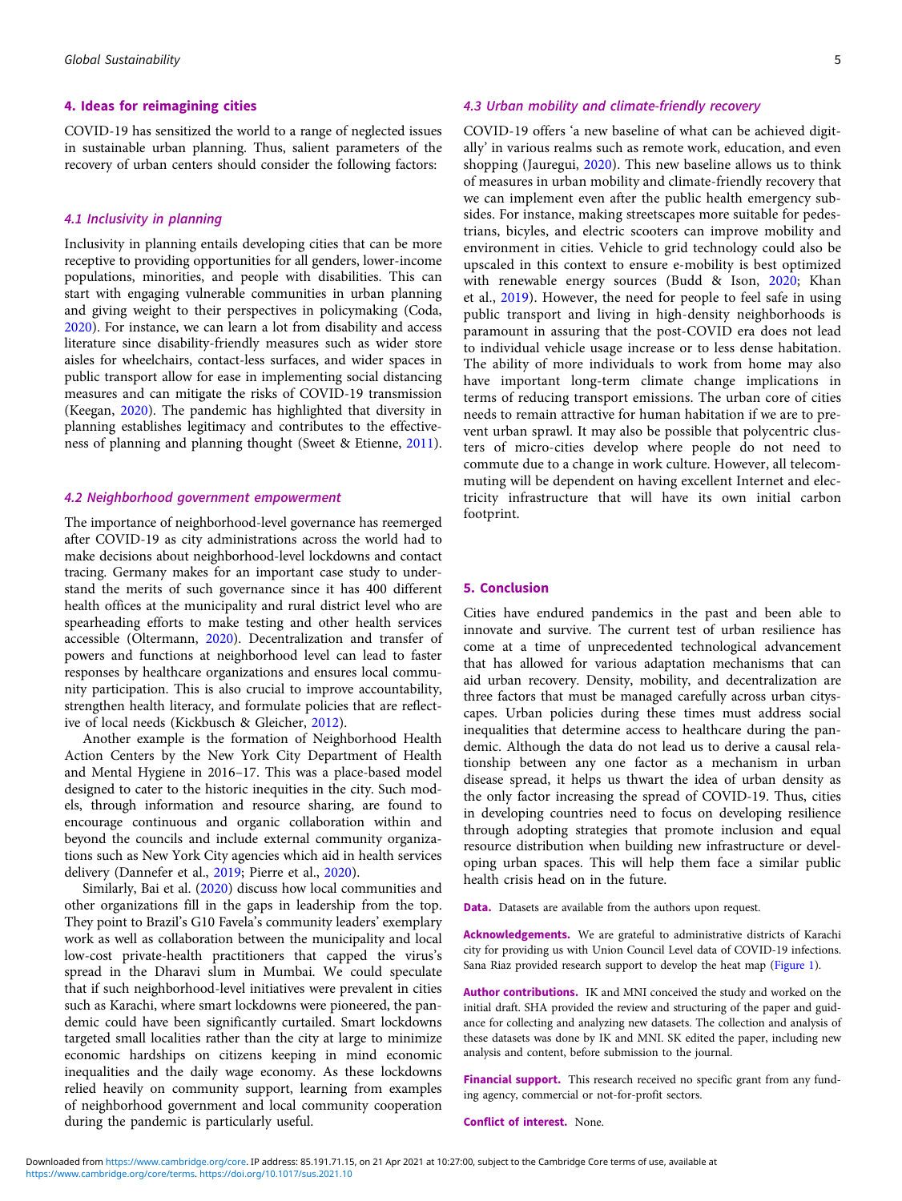## 4. Ideas for reimagining cities

COVID-19 has sensitized the world to a range of neglected issues in sustainable urban planning. Thus, salient parameters of the recovery of urban centers should consider the following factors:

### *4.1 Inclusivity in planning*

Inclusivity in planning entails developing cities that can be more receptive to providing opportunities for all genders, lower-income populations, minorities, and people with disabilities. This can start with engaging vulnerable communities in urban planning and giving weight to their perspectives in policymaking (Coda, 2020). For instance, we can learn a lot from disability and access literature since disability-friendly measures such as wider store aisles for wheelchairs, contact-less surfaces, and wider spaces in public transport allow for ease in implementing social distancing measures and can mitigate the risks of COVID-19 transmission (Keegan, 2020). The pandemic has highlighted that diversity in planning establishes legitimacy and contributes to the effectiveness of planning and planning thought (Sweet & Etienne, 2011).

### *4.2 Neighborhood government empowerment*

The importance of neighborhood-level governance has reemerged after COVID-19 as city administrations across the world had to make decisions about neighborhood-level lockdowns and contact tracing. Germany makes for an important case study to understand the merits of such governance since it has 400 different health offices at the municipality and rural district level who are spearheading efforts to make testing and other health services accessible (Oltermann, 2020). Decentralization and transfer of powers and functions at neighborhood level can lead to faster responses by healthcare organizations and ensures local community participation. This is also crucial to improve accountability, strengthen health literacy, and formulate policies that are reflective of local needs (Kickbusch & Gleicher, 2012).

Another example is the formation of Neighborhood Health Action Centers by the New York City Department of Health and Mental Hygiene in 2016–17. This was a place-based model designed to cater to the historic inequities in the city. Such models, through information and resource sharing, are found to encourage continuous and organic collaboration within and beyond the councils and include external community organizations such as New York City agencies which aid in health services delivery (Dannefer et al., 2019; Pierre et al., 2020).

Similarly, Bai et al. (2020) discuss how local communities and other organizations fill in the gaps in leadership from the top. They point to Brazil's G10 Favela's community leaders' exemplary work as well as collaboration between the municipality and local low-cost private-health practitioners that capped the virus's spread in the Dharavi slum in Mumbai. We could speculate that if such neighborhood-level initiatives were prevalent in cities such as Karachi, where smart lockdowns were pioneered, the pandemic could have been significantly curtailed. Smart lockdowns targeted small localities rather than the city at large to minimize economic hardships on citizens keeping in mind economic inequalities and the daily wage economy. As these lockdowns relied heavily on community support, learning from examples of neighborhood government and local community cooperation during the pandemic is particularly useful.

### *4.3 Urban mobility and climate-friendly recovery*

COVID-19 offers 'a new baseline of what can be achieved digitally' in various realms such as remote work, education, and even shopping (Jauregui, 2020). This new baseline allows us to think of measures in urban mobility and climate-friendly recovery that we can implement even after the public health emergency subsides. For instance, making streetscapes more suitable for pedestrians, bicyles, and electric scooters can improve mobility and environment in cities. Vehicle to grid technology could also be upscaled in this context to ensure e-mobility is best optimized with renewable energy sources (Budd & Ison, 2020; Khan et al., 2019). However, the need for people to feel safe in using public transport and living in high-density neighborhoods is paramount in assuring that the post-COVID era does not lead to individual vehicle usage increase or to less dense habitation. The ability of more individuals to work from home may also have important long-term climate change implications in terms of reducing transport emissions. The urban core of cities needs to remain attractive for human habitation if we are to prevent urban sprawl. It may also be possible that polycentric clusters of micro-cities develop where people do not need to commute due to a change in work culture. However, all telecommuting will be dependent on having excellent Internet and electricity infrastructure that will have its own initial carbon footprint.

## 5. Conclusion

Cities have endured pandemics in the past and been able to innovate and survive. The current test of urban resilience has come at a time of unprecedented technological advancement that has allowed for various adaptation mechanisms that can aid urban recovery. Density, mobility, and decentralization are three factors that must be managed carefully across urban cityscapes. Urban policies during these times must address social inequalities that determine access to healthcare during the pandemic. Although the data do not lead us to derive a causal relationship between any one factor as a mechanism in urban disease spread, it helps us thwart the idea of urban density as the only factor increasing the spread of COVID-19. Thus, cities in developing countries need to focus on developing resilience through adopting strategies that promote inclusion and equal resource distribution when building new infrastructure or developing urban spaces. This will help them face a similar public health crisis head on in the future.

**Data.** Datasets are available from the authors upon request.

**Acknowledgements.** We are grateful to administrative districts of Karachi city for providing us with Union Council Level data of COVID-19 infections. Sana Riaz provided research support to develop the heat map (Figure 1).

**Author contributions.** IK and MNI conceived the study and worked on the initial draft. SHA provided the review and structuring of the paper and guidance for collecting and analyzing new datasets. The collection and analysis of these datasets was done by IK and MNI. SK edited the paper, including new analysis and content, before submission to the journal.

**Financial support.** This research received no specific grant from any funding agency, commercial or not-for-profit sectors.

**Conflict of interest.** None.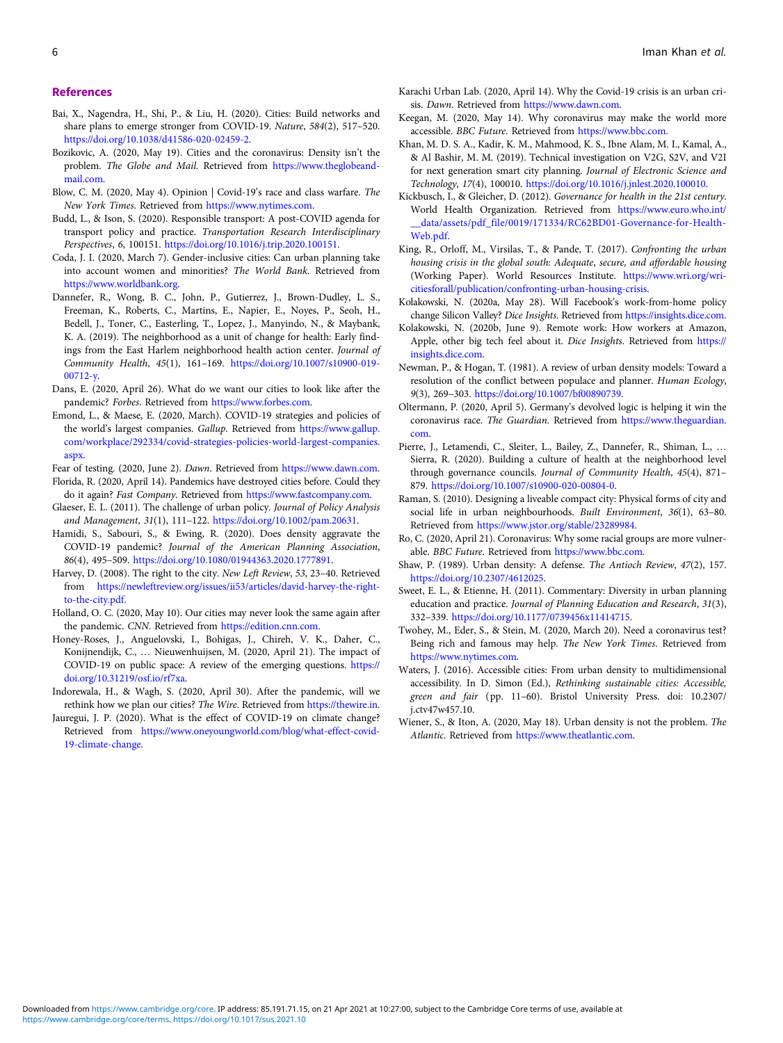## References

Bai, X., Nagendra, H., Shi, P., & Liu, H. (2020). Cities: Build networks and share plans to emerge stronger from COVID-19. *Nature*, *584*(2), 517–520. https://doi.org/10.1038/d41586-020-02459-2.

Bozikovic, A. (2020, May 19). Cities and the coronavirus: Density isn't the problem. *The Globe and Mail*. Retrieved from https://www.theglobeandmail.com.

Blow, C. M. (2020, May 4). Opinion | Covid-19's race and class warfare. *The New York Times*. Retrieved from https://www.nytimes.com.

Budd, L., & Ison, S. (2020). Responsible transport: A post-COVID agenda for transport policy and practice. *Transportation Research Interdisciplinary Perspectives*, *6*, 100151. https://doi.org/10.1016/j.trip.2020.100151.

Coda, J. I. (2020, March 7). Gender-inclusive cities: Can urban planning take into account women and minorities? *The World Bank*. Retrieved from https://www.worldbank.org.

Dannefer, R., Wong, B. C., John, P., Gutierrez, J., Brown-Dudley, L. S., Freeman, K., Roberts, C., Martins, E., Napier, E., Noyes, P., Seoh, H., Bedell, J., Toner, C., Easterling, T., Lopez, J., Manyindo, N., & Maybank, K. A. (2019). The neighborhood as a unit of change for health: Early findings from the East Harlem neighborhood health action center. *Journal of Community Health*, *45*(1), 161–169. https://doi.org/10.1007/s10900-019-00712-y.

Dans, E. (2020, April 26). What do we want our cities to look like after the pandemic? *Forbes*. Retrieved from https://www.forbes.com.

Emond, L., & Maese, E. (2020, March). COVID-19 strategies and policies of the world's largest companies. *Gallup*. Retrieved from https://www.gallup.com/workplace/292334/covid-strategies-policies-world-largest-companies.aspx.

Fear of testing. (2020, June 2). *Dawn*. Retrieved from https://www.dawn.com.

Florida, R. (2020, April 14). Pandemics have destroyed cities before. Could they do it again? *Fast Company*. Retrieved from https://www.fastcompany.com.

Glaeser, E. L. (2011). The challenge of urban policy. *Journal of Policy Analysis and Management*, *31*(1), 111–122. https://doi.org/10.1002/pam.20631.

Hamidi, S., Sabouri, S., & Ewing, R. (2020). Does density aggravate the COVID-19 pandemic? *Journal of the American Planning Association*, *86*(4), 495–509. https://doi.org/10.1080/01944363.2020.1777891.

Harvey, D. (2008). The right to the city. *New Left Review*, *53*, 23–40. Retrieved from https://newleftreview.org/issues/ii53/articles/david-harvey-the-right-to-the-city.pdf.

Holland, O. C. (2020, May 10). Our cities may never look the same again after the pandemic. *CNN*. Retrieved from https://edition.cnn.com.

Honey-Roses, J., Anguelovski, I., Bohigas, J., Chireh, V. K., Daher, C., Konijnendijk, C., … Nieuwenhuijsen, M. (2020, April 21). The impact of COVID-19 on public space: A review of the emerging questions. https://doi.org/10.31219/osf.io/rf7xa.

Indorewala, H., & Wagh, S. (2020, April 30). After the pandemic, will we rethink how we plan our cities? *The Wire*. Retrieved from https://thewire.in.

Jauregui, J. P. (2020). What is the effect of COVID-19 on climate change? Retrieved from https://www.oneyoungworld.com/blog/what-effect-covid-19-climate-change.

Karachi Urban Lab. (2020, April 14). Why the Covid-19 crisis is an urban crisis. *Dawn*. Retrieved from https://www.dawn.com.

Keegan, M. (2020, May 14). Why coronavirus may make the world more accessible. *BBC Future*. Retrieved from https://www.bbc.com.

Khan, M. D. S. A., Kadir, K. M., Mahmood, K. S., Ibne Alam, M. I., Kamal, A., & Al Bashir, M. M. (2019). Technical investigation on V2G, S2V, and V2I for next generation smart city planning. *Journal of Electronic Science and Technology*, *17*(4), 100010. https://doi.org/10.1016/j.jnlest.2020.100010.

Kickbusch, I., & Gleicher, D. (2012). *Governance for health in the 21st century*. World Health Organization. Retrieved from https://www.euro.who.int/__data/assets/pdf_file/0019/171334/RC62BD01-Governance-for-Health-Web.pdf.

King, R., Orloff, M., Virsilas, T., & Pande, T. (2017). *Confronting the urban housing crisis in the global south: Adequate, secure, and affordable housing* (Working Paper). World Resources Institute. https://www.wri.org/wri-citiesforall/publication/confronting-urban-housing-crisis.

Kolakowski, N. (2020a, May 28). Will Facebook's work-from-home policy change Silicon Valley? *Dice Insights*. Retrieved from https://insights.dice.com.

Kolakowski, N. (2020b, June 9). Remote work: How workers at Amazon, Apple, other big tech feel about it. *Dice Insights*. Retrieved from https://insights.dice.com.

Newman, P., & Hogan, T. (1981). A review of urban density models: Toward a resolution of the conflict between populace and planner. *Human Ecology*, *9*(3), 269–303. https://doi.org/10.1007/bf00890739.

Oltermann, P. (2020, April 5). Germany's devolved logic is helping it win the coronavirus race. *The Guardian*. Retrieved from https://www.theguardian.com.

Pierre, J., Letamendi, C., Sleiter, L., Bailey, Z., Dannefer, R., Shiman, L., … Sierra, R. (2020). Building a culture of health at the neighborhood level through governance councils. *Journal of Community Health*, *45*(4), 871–879. https://doi.org/10.1007/s10900-020-00804-0.

Raman, S. (2010). Designing a liveable compact city: Physical forms of city and social life in urban neighbourhoods. *Built Environment*, *36*(1), 63–80. Retrieved from https://www.jstor.org/stable/23289984.

Ro, C. (2020, April 21). Coronavirus: Why some racial groups are more vulnerable. *BBC Future*. Retrieved from https://www.bbc.com.

Shaw, P. (1989). Urban density: A defense. *The Antioch Review*, *47*(2), 157. https://doi.org/10.2307/4612025.

Sweet, E. L., & Etienne, H. (2011). Commentary: Diversity in urban planning education and practice. *Journal of Planning Education and Research*, *31*(3), 332–339. https://doi.org/10.1177/0739456x11414715.

Twohey, M., Eder, S., & Stein, M. (2020, March 20). Need a coronavirus test? Being rich and famous may help. *The New York Times*. Retrieved from https://www.nytimes.com.

Waters, J. (2016). Accessible cities: From urban density to multidimensional accessibility. In D. Simon (Ed.), *Rethinking sustainable cities: Accessible, green and fair* (pp. 11–60). Bristol University Press. doi: 10.2307/j.ctv47w457.10.

Wiener, S., & Iton, A. (2020, May 18). Urban density is not the problem. *The Atlantic*. Retrieved from https://www.theatlantic.com.